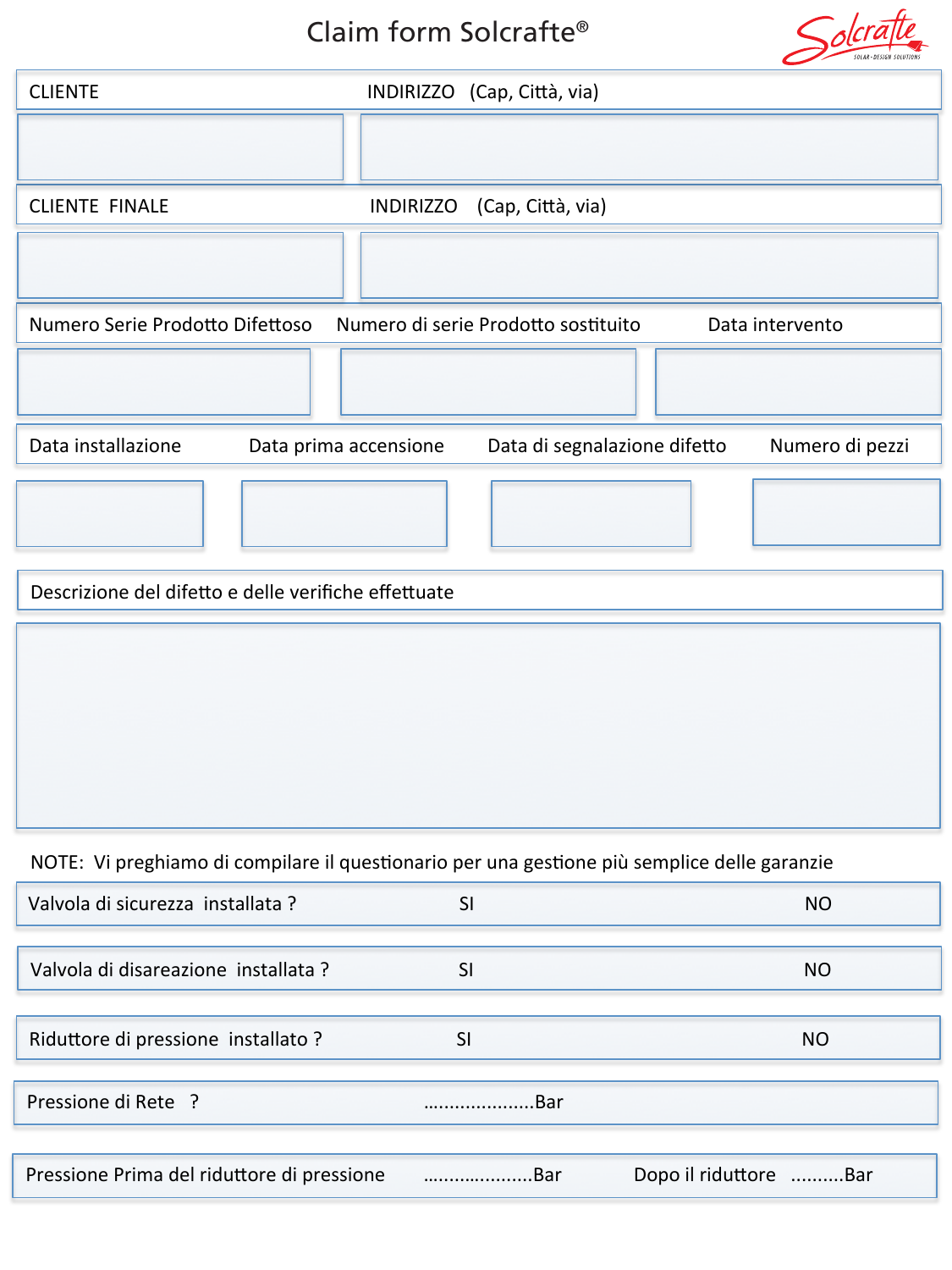# Claim form Solcrafte®

| CLIENTE | INDIRIZZO (Cap, Città, via) |
| --- | --- |
| | |

| CLIENTE FINALE | INDIRIZZO (Cap, Città, via) |
| --- | --- |
| | |

| Numero Serie Prodotto Difettoso | Numero di serie Prodotto sostituito | Data intervento |
| --- | --- | --- |
| | | |

| Data installazione | Data prima accensione | Data di segnalazione difetto | Numero di pezzi |
| --- | --- | --- | --- |
| | | | |

| Descrizione del difetto e delle verifiche effettuate |
| --- |
| |

NOTE: Vi preghiamo di compilare il questionario per una gestione più semplice delle garanzie

| Valvola di sicurezza installata ? | SI | NO |
| --- | --- | --- |
| Valvola di disareazione installata ? | SI | NO |
| Riduttore di pressione installato ? | SI | NO |

Pressione di Rete ? …………………Bar

Pressione Prima del riduttore di pressione …………………Bar Dopo il riduttore ……….Bar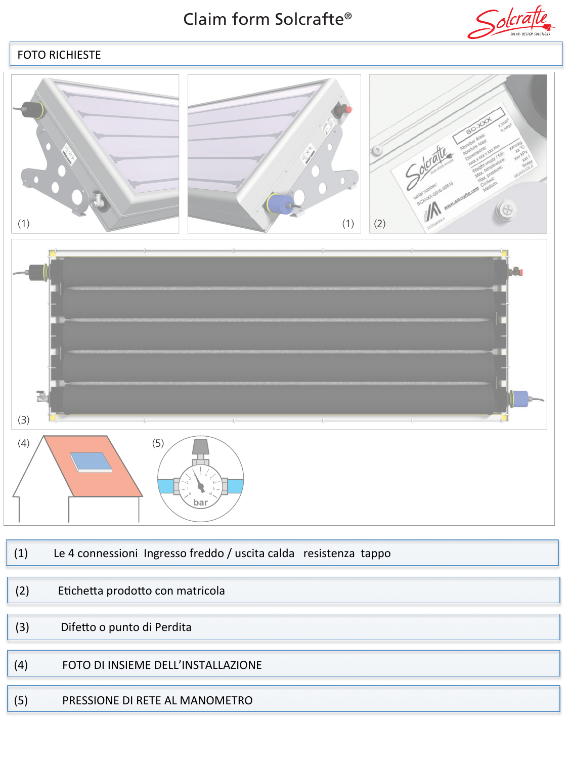# Claim form Solcrafte®

## FOTO RICHIESTE

(1) (1) (2)

(3)

(4) (5)

| | |
|---|---|
| (1) | Le 4 connessioni Ingresso freddo / uscita calda resistenza tappo |
| (2) | Etichetta prodotto con matricola |
| (3) | Difetto o punto di Perdita |
| (4) | FOTO DI INSIEME DELL’INSTALLAZIONE |
| (5) | PRESSIONE DI RETE AL MANOMETRO |